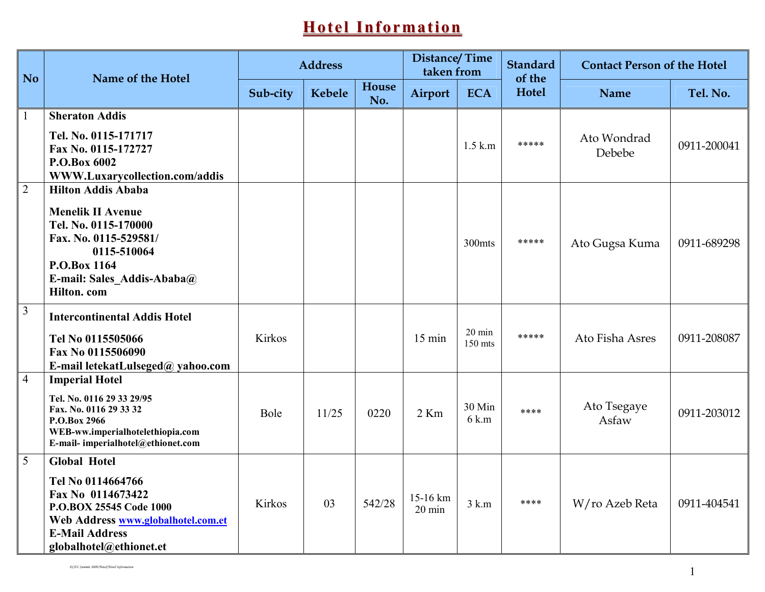# Hotel Information

| No | Name of the Hotel | Address | | | Distance/ Time taken from | | Standard of the Hotel | Contact Person of the Hotel | |
|---|---|---|---|---|---|---|---|---|---|
| | | Sub-city | Kebele | House No. | Airport | ECA | | Name | Tel. No. |
| 1 | **Sheraton Addis**<br>**Tel. No. 0115-171717**<br>**Fax No. 0115-172727**<br>**P.O.Box 6002**<br>**WWW.Luxarycollection.com/addis** | | | | | 1.5 k.m | ***** | Ato Wondrad Debebe | 0911-200041 |
| 2 | **Hilton Addis Ababa**<br>**Menelik II Avenue**<br>**Tel. No. 0115-170000**<br>**Fax. No. 0115-529581/ 0115-510064**<br>**P.O.Box 1164**<br>**E-mail: Sales_Addis-Ababa@ Hilton. com** | | | | | 300mts | ***** | Ato Gugsa Kuma | 0911-689298 |
| 3 | **Intercontinental Addis Hotel**<br>**Tel No 0115505066**<br>**Fax No 0115506090**<br>**E-mail letekatLulseged@ yahoo.com** | Kirkos | | | 15 min | 20 min<br>150 mts | ***** | Ato Fisha Asres | 0911-208087 |
| 4 | **Imperial Hotel**<br>**Tel. No. 0116 29 33 29/95**<br>**Fax. No. 0116 29 33 32**<br>**P.O.Box 2966**<br>**WEB-ww.imperialhotelethiopia.com**<br>**E-mail- imperialhotel@ethionet.com** | Bole | 11/25 | 0220 | 2 Km | 30 Min<br>6 k.m | **** | Ato Tsegaye Asfaw | 0911-203012 |
| 5 | **Global Hotel**<br>**Tel No 0114664766**<br>**Fax No 0114673422**<br>**P.O.BOX 25545 Code 1000**<br>**Web Address www.globalhotel.com.et**<br>**E-Mail Address globalhotel@ethionet.et** | Kirkos | 03 | 542/28 | 15-16 km<br>20 min | 3 k.m | **** | W/ro Azeb Reta | 0911-404541 |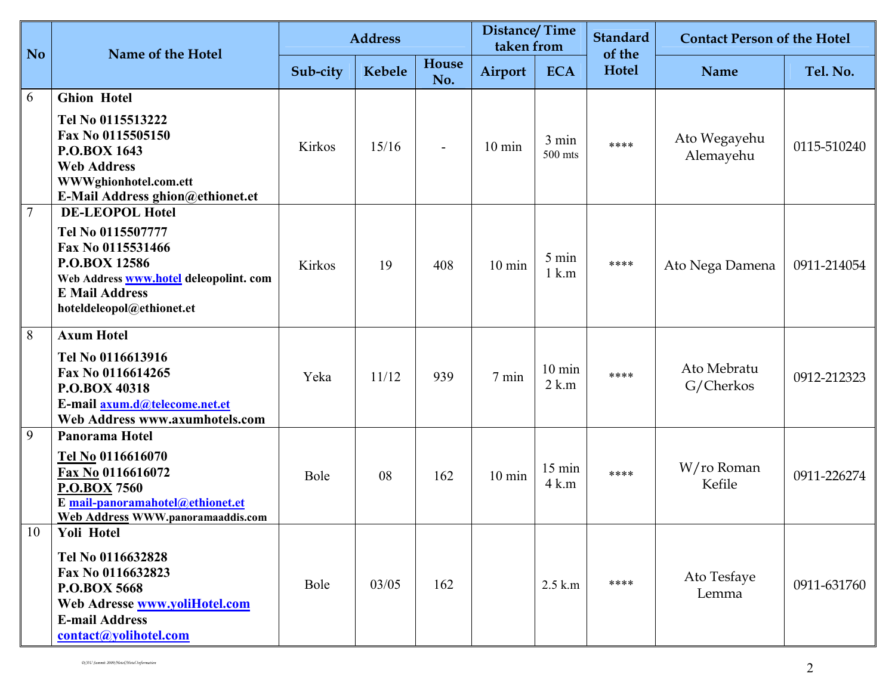| No | Name of the Hotel | Address | | | Distance/ Time taken from | | Standard of the Hotel | Contact Person of the Hotel | |
|---|---|---|---|---|---|---|---|---|---|
| | | Sub-city | Kebele | House No. | Airport | ECA | | Name | Tel. No. |
| 6 | **Ghion Hotel**<br>**Tel No 0115513222**<br>**Fax No 0115505150**<br>**P.O.BOX 1643**<br>**Web Address**<br>**WWWghionhotel.com.ett**<br>**E-Mail Address ghion@ethionet.et** | Kirkos | 15/16 | - | 10 min | 3 min<br>500 mts | **** | Ato Wegayehu Alemayehu | 0115-510240 |
| 7 | **DE-LEOPOL Hotel**<br>**Tel No 0115507777**<br>**Fax No 0115531466**<br>**P.O.BOX 12586**<br>**Web Address www.hotel deleopolint. com**<br>**E Mail Address**<br>**hoteldeleopol@ethionet.et** | Kirkos | 19 | 408 | 10 min | 5 min<br>1 k.m | **** | Ato Nega Damena | 0911-214054 |
| 8 | **Axum Hotel**<br>**Tel No 0116613916**<br>**Fax No 0116614265**<br>**P.O.BOX 40318**<br>**E-mail axum.d@telecome.net.et**<br>**Web Address www.axumhotels.com** | Yeka | 11/12 | 939 | 7 min | 10 min<br>2 k.m | **** | Ato Mebratu G/Cherkos | 0912-212323 |
| 9 | **Panorama Hotel**<br>**Tel No 0116616070**<br>**Fax No 0116616072**<br>**P.O.BOX 7560**<br>**E mail-panoramahotel@ethionet.et**<br>**Web Address WWW.panoramaaddis.com** | Bole | 08 | 162 | 10 min | 15 min<br>4 k.m | **** | W/ro Roman Kefile | 0911-226274 |
| 10 | **Yoli Hotel**<br>**Tel No 0116632828**<br>**Fax No 0116632823**<br>**P.O.BOX 5668**<br>**Web Adresse www.yoliHotel.com**<br>**E-mail Address**<br>**contact@yolihotel.com** | Bole | 03/05 | 162 | | 2.5 k.m | **** | Ato Tesfaye Lemma | 0911-631760 |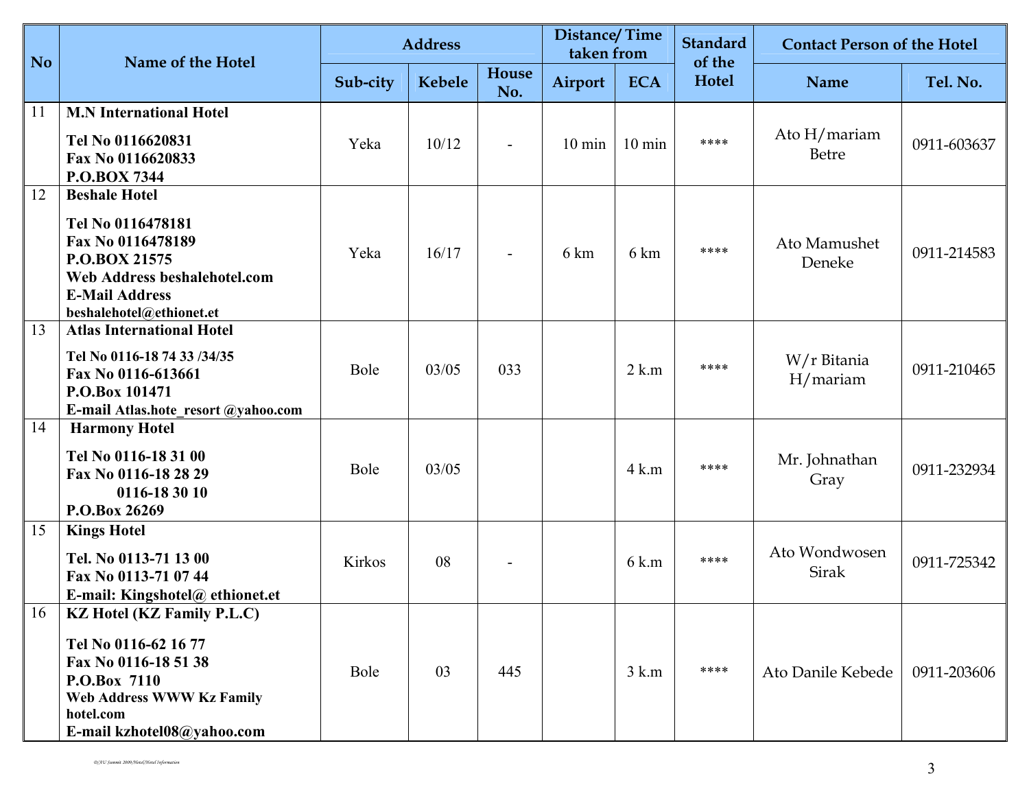| No | Name of the Hotel | Address | | | Distance/ Time taken from | | Standard of the Hotel | Contact Person of the Hotel | |
|---|---|---|---|---|---|---|---|---|---|
| | | Sub-city | Kebele | House No. | Airport | ECA | | Name | Tel. No. |
| 11 | **M.N International Hotel**<br>**Tel No 0116620831**<br>**Fax No 0116620833**<br>**P.O.BOX 7344** | Yeka | 10/12 | - | 10 min | 10 min | **** | Ato H/mariam Betre | 0911-603637 |
| 12 | **Beshale Hotel**<br>**Tel No 0116478181**<br>**Fax No 0116478189**<br>**P.O.BOX 21575**<br>**Web Address beshalehotel.com**<br>**E-Mail Address beshalehotel@ethionet.et** | Yeka | 16/17 | - | 6 km | 6 km | **** | Ato Mamushet Deneke | 0911-214583 |
| 13 | **Atlas International Hotel**<br>**Tel No 0116-18 74 33 /34/35**<br>**Fax No 0116-613661**<br>**P.O.Box 101471**<br>**E-mail Atlas.hote_resort @yahoo.com** | Bole | 03/05 | 033 | | 2 k.m | **** | W/r Bitania H/mariam | 0911-210465 |
| 14 | **Harmony Hotel**<br>**Tel No 0116-18 31 00**<br>**Fax No 0116-18 28 29**<br>**0116-18 30 10**<br>**P.O.Box 26269** | Bole | 03/05 | | | 4 k.m | **** | Mr. Johnathan Gray | 0911-232934 |
| 15 | **Kings Hotel**<br>**Tel. No 0113-71 13 00**<br>**Fax No 0113-71 07 44**<br>**E-mail: Kingshotel@ ethionet.et** | Kirkos | 08 | - | | 6 k.m | **** | Ato Wondwosen Sirak | 0911-725342 |
| 16 | **KZ Hotel (KZ Family P.L.C)**<br>**Tel No 0116-62 16 77**<br>**Fax No 0116-18 51 38**<br>**P.O.Box 7110**<br>**Web Address WWW Kz Family hotel.com**<br>**E-mail kzhotel08@yahoo.com** | Bole | 03 | 445 | | 3 k.m | **** | Ato Danile Kebede | 0911-203606 |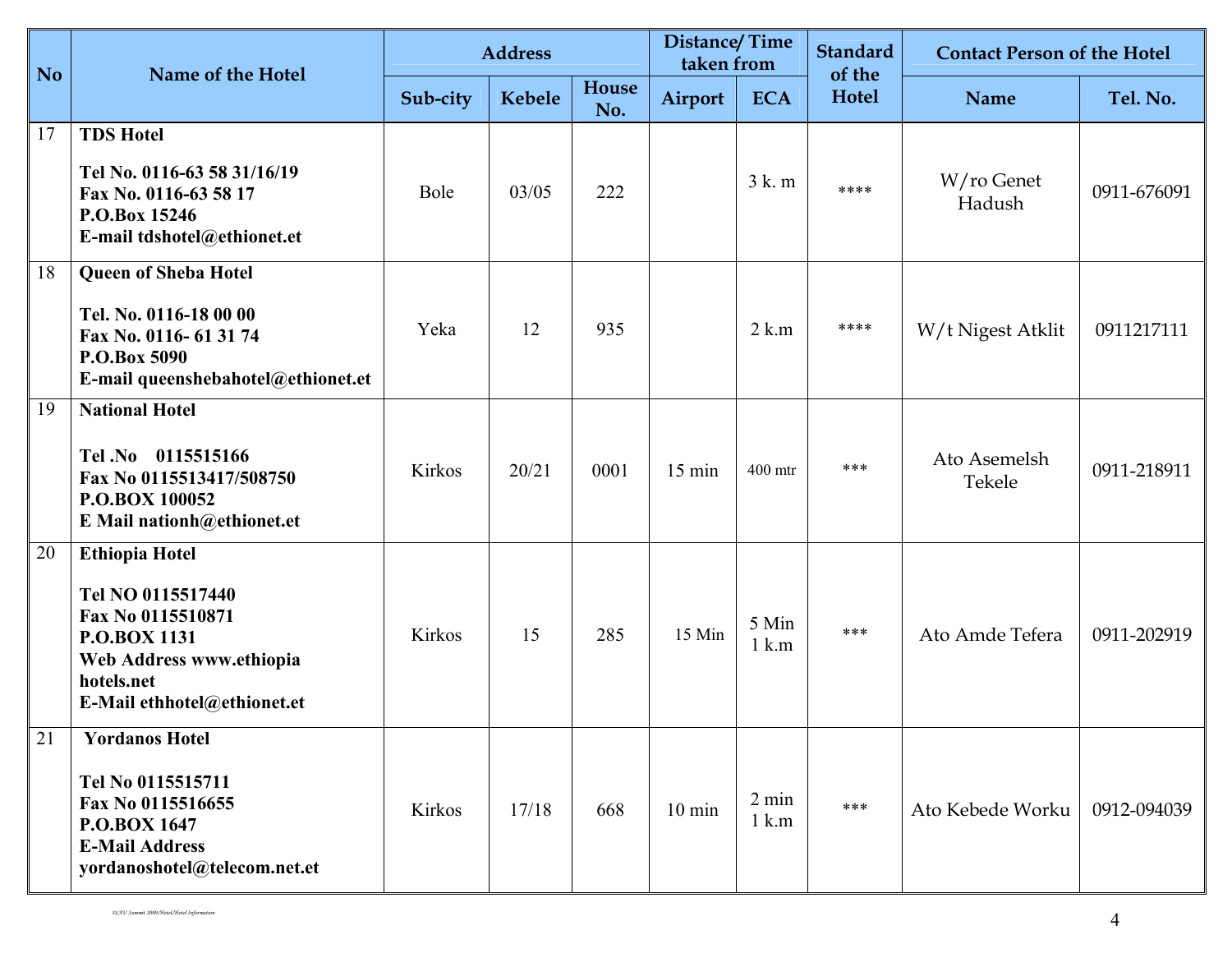| No | Name of the Hotel | Address | | | Distance/ Time taken from | | Standard of the Hotel | Contact Person of the Hotel | |
|---|---|---|---|---|---|---|---|---|---|
| | | Sub-city | Kebele | House No. | Airport | ECA | | Name | Tel. No. |
| 17 | **TDS Hotel**<br><br>**Tel No. 0116-63 58 31/16/19**<br>**Fax No. 0116-63 58 17**<br>**P.O.Box 15246**<br>**E-mail tdshotel@ethionet.et** | Bole | 03/05 | 222 | | 3 k. m | **** | W/ro Genet Hadush | 0911-676091 |
| 18 | **Queen of Sheba Hotel**<br><br>**Tel. No. 0116-18 00 00**<br>**Fax No. 0116- 61 31 74**<br>**P.O.Box 5090**<br>**E-mail queenshebahotel@ethionet.et** | Yeka | 12 | 935 | | 2 k.m | **** | W/t Nigest Atklit | 0911217111 |
| 19 | **National Hotel**<br><br>**Tel .No 0115515166**<br>**Fax No 0115513417/508750**<br>**P.O.BOX 100052**<br>**E Mail nationh@ethionet.et** | Kirkos | 20/21 | 0001 | 15 min | 400 mtr | *** | Ato Asemelsh Tekele | 0911-218911 |
| 20 | **Ethiopia Hotel**<br><br>**Tel NO 0115517440**<br>**Fax No 0115510871**<br>**P.O.BOX 1131**<br>**Web Address www.ethiopia hotels.net**<br>**E-Mail ethhotel@ethionet.et** | Kirkos | 15 | 285 | 15 Min | 5 Min<br>1 k.m | *** | Ato Amde Tefera | 0911-202919 |
| 21 | **Yordanos Hotel**<br><br>**Tel No 0115515711**<br>**Fax No 0115516655**<br>**P.O.BOX 1647**<br>**E-Mail Address yordanoshotel@telecom.net.et** | Kirkos | 17/18 | 668 | 10 min | 2 min<br>1 k.m | *** | Ato Kebede Worku | 0912-094039 |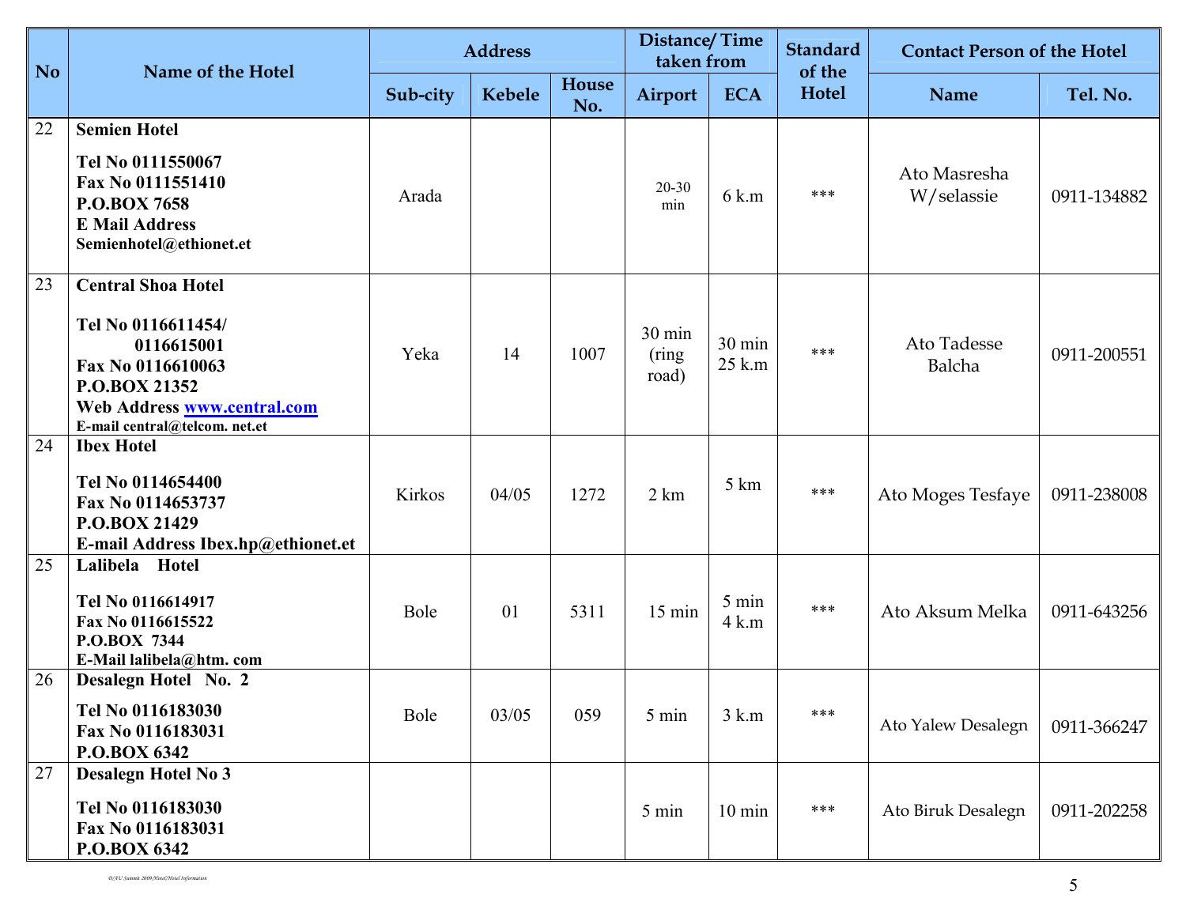| No | Name of the Hotel | Address | | | Distance/ Time taken from | | Standard of the Hotel | Contact Person of the Hotel | |
|---|---|---|---|---|---|---|---|---|---|
| | | Sub-city | Kebele | House No. | Airport | ECA | | Name | Tel. No. |
| 22 | **Semien Hotel**<br>**Tel No 0111550067**<br>**Fax No 0111551410**<br>**P.O.BOX 7658**<br>**E Mail Address**<br>**Semienhotel@ethionet.et** | Arada | | | 20-30 min | 6 k.m | *** | Ato Masresha W/selassie | 0911-134882 |
| 23 | **Central Shoa Hotel**<br>**Tel No 0116611454/ 0116615001**<br>**Fax No 0116610063**<br>**P.O.BOX 21352**<br>**Web Address www.central.com**<br>**E-mail central@telcom. net.et** | Yeka | 14 | 1007 | 30 min (ring road) | 30 min 25 k.m | *** | Ato Tadesse Balcha | 0911-200551 |
| 24 | **Ibex Hotel**<br>**Tel No 0114654400**<br>**Fax No 0114653737**<br>**P.O.BOX 21429**<br>**E-mail Address Ibex.hp@ethionet.et** | Kirkos | 04/05 | 1272 | 2 km | 5 km | *** | Ato Moges Tesfaye | 0911-238008 |
| 25 | **Lalibela Hotel**<br>**Tel No 0116614917**<br>**Fax No 0116615522**<br>**P.O.BOX 7344**<br>**E-Mail lalibela@htm. com** | Bole | 01 | 5311 | 15 min | 5 min 4 k.m | *** | Ato Aksum Melka | 0911-643256 |
| 26 | **Desalegn Hotel No. 2**<br>**Tel No 0116183030**<br>**Fax No 0116183031**<br>**P.O.BOX 6342** | Bole | 03/05 | 059 | 5 min | 3 k.m | *** | Ato Yalew Desalegn | 0911-366247 |
| 27 | **Desalegn Hotel No 3**<br>**Tel No 0116183030**<br>**Fax No 0116183031**<br>**P.O.BOX 6342** | | | | 5 min | 10 min | *** | Ato Biruk Desalegn | 0911-202258 |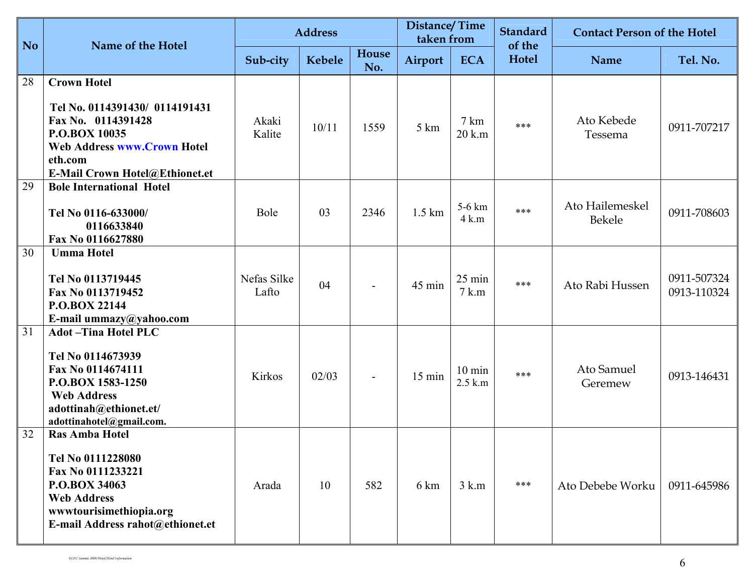| No | Name of the Hotel | Address | | | Distance/ Time taken from | | Standard of the Hotel | Contact Person of the Hotel | |
|---|---|---|---|---|---|---|---|---|---|
| | | Sub-city | Kebele | House No. | Airport | ECA | | Name | Tel. No. |
| 28 | **Crown Hotel**<br><br>**Tel No. 0114391430/ 0114191431**<br>**Fax No. 0114391428**<br>**P.O.BOX 10035**<br>**Web Address www.Crown Hotel eth.com**<br>**E-Mail Crown Hotel@Ethionet.et** | Akaki Kalite | 10/11 | 1559 | 5 km | 7 km<br>20 k.m | *** | Ato Kebede Tessema | 0911-707217 |
| 29 | **Bole International Hotel**<br><br>**Tel No 0116-633000/ 0116633840**<br>**Fax No 0116627880** | Bole | 03 | 2346 | 1.5 km | 5-6 km<br>4 k.m | *** | Ato Hailemeskel Bekele | 0911-708603 |
| 30 | **Umma Hotel**<br><br>**Tel No 0113719445**<br>**Fax No 0113719452**<br>**P.O.BOX 22144**<br>**E-mail ummazy@yahoo.com** | Nefas Silke Lafto | 04 | - | 45 min | 25 min<br>7 k.m | *** | Ato Rabi Hussen | 0911-507324<br>0913-110324 |
| 31 | **Adot –Tina Hotel PLC**<br><br>**Tel No 0114673939**<br>**Fax No 0114674111**<br>**P.O.BOX 1583-1250**<br>**Web Address adottinah@ethionet.et/ adottinahotel@gmail.com.** | Kirkos | 02/03 | - | 15 min | 10 min<br>2.5 k.m | *** | Ato Samuel Geremew | 0913-146431 |
| 32 | **Ras Amba Hotel**<br><br>**Tel No 0111228080**<br>**Fax No 0111233221**<br>**P.O.BOX 34063**<br>**Web Address wwwtourisimethiopia.org**<br>**E-mail Address rahot@ethionet.et** | Arada | 10 | 582 | 6 km | 3 k.m | *** | Ato Debebe Worku | 0911-645986 |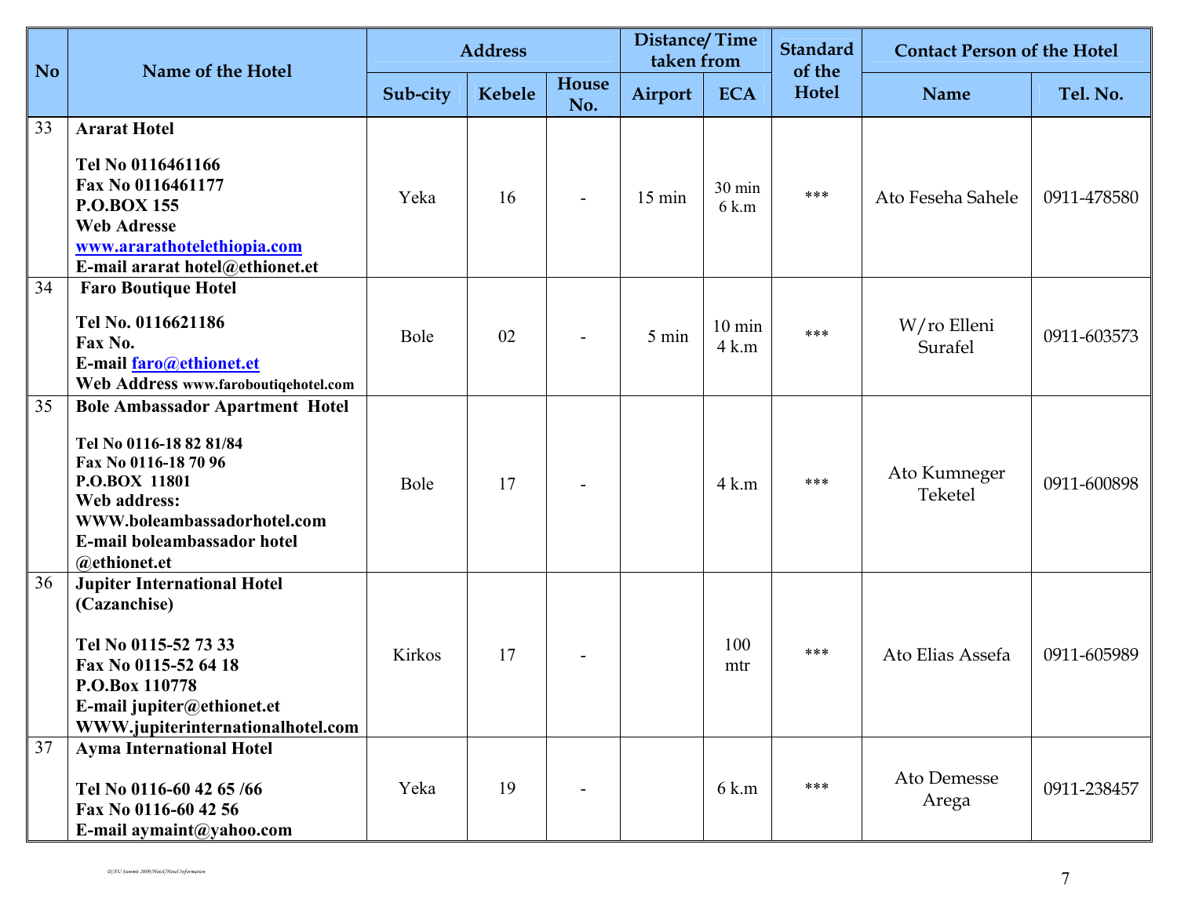| No | Name of the Hotel | Address | | | Distance/ Time taken from | | Standard of the Hotel | Contact Person of the Hotel | |
|---|---|---|---|---|---|---|---|---|---|
| | | Sub-city | Kebele | House No. | Airport | ECA | | Name | Tel. No. |
| 33 | **Ararat Hotel**<br><br>**Tel No 0116461166**<br>**Fax No 0116461177**<br>**P.O.BOX 155**<br>**Web Adresse**<br>**www.ararathotelethiopia.com**<br>**E-mail ararat hotel@ethionet.et** | Yeka | 16 | - | 15 min | 30 min 6 k.m | *** | Ato Feseha Sahele | 0911-478580 |
| 34 | **Faro Boutique Hotel**<br><br>**Tel No. 0116621186**<br>**Fax No.**<br>**E-mail faro@ethionet.et**<br>**Web Address** www.faroboutiqehotel.com | Bole | 02 | - | 5 min | 10 min 4 k.m | *** | W/ro Elleni Surafel | 0911-603573 |
| 35 | **Bole Ambassador Apartment Hotel**<br><br>**Tel No 0116-18 82 81/84**<br>**Fax No 0116-18 70 96**<br>**P.O.BOX 11801**<br>**Web address:**<br>**WWW.boleambassadorhotel.com**<br>**E-mail boleambassador hotel @ethionet.et** | Bole | 17 | - | | 4 k.m | *** | Ato Kumneger Teketel | 0911-600898 |
| 36 | **Jupiter International Hotel (Cazanchise)**<br><br>**Tel No 0115-52 73 33**<br>**Fax No 0115-52 64 18**<br>**P.O.Box 110778**<br>**E-mail jupiter@ethionet.et**<br>**WWW.jupiterinternationalhotel.com** | Kirkos | 17 | - | | 100 mtr | *** | Ato Elias Assefa | 0911-605989 |
| 37 | **Ayma International Hotel**<br><br>**Tel No 0116-60 42 65 /66**<br>**Fax No 0116-60 42 56**<br>**E-mail aymaint@yahoo.com** | Yeka | 19 | - | | 6 k.m | *** | Ato Demesse Arega | 0911-238457 |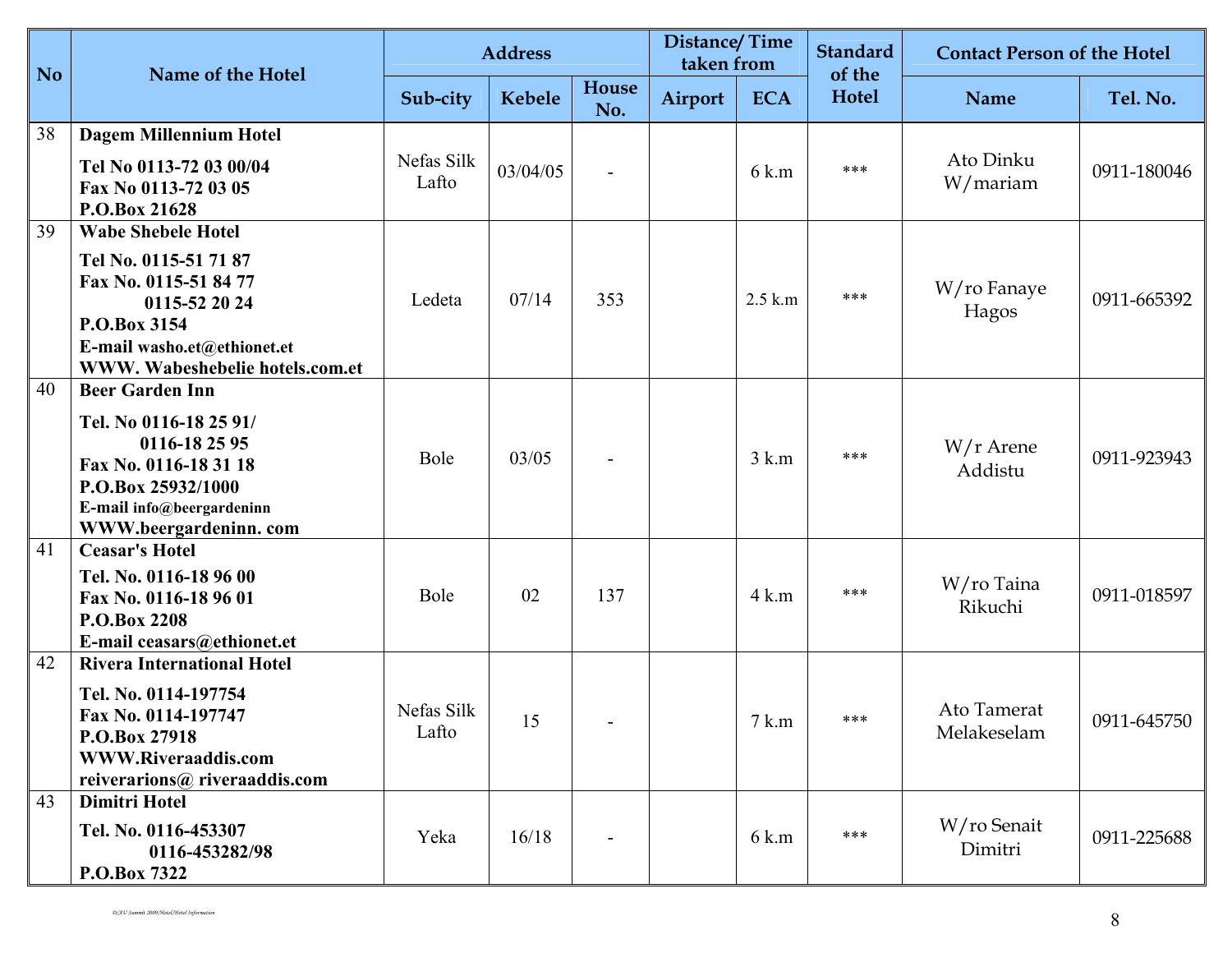| No | Name of the Hotel | Address | | | Distance/ Time taken from | | Standard of the Hotel | Contact Person of the Hotel | |
|---|---|---|---|---|---|---|---|---|---|
| | | Sub-city | Kebele | House No. | Airport | ECA | | Name | Tel. No. |
| 38 | **Dagem Millennium Hotel**<br>**Tel No 0113-72 03 00/04**<br>**Fax No 0113-72 03 05**<br>**P.O.Box 21628** | Nefas Silk Lafto | 03/04/05 | - | | 6 k.m | *** | Ato Dinku W/mariam | 0911-180046 |
| 39 | **Wabe Shebele Hotel**<br>**Tel No. 0115-51 71 87**<br>**Fax No. 0115-51 84 77**<br>**0115-52 20 24**<br>**P.O.Box 3154**<br>**E-mail washo.et@ethionet.et**<br>**WWW. Wabeshebelie hotels.com.et** | Ledeta | 07/14 | 353 | | 2.5 k.m | *** | W/ro Fanaye Hagos | 0911-665392 |
| 40 | **Beer Garden Inn**<br>**Tel. No 0116-18 25 91/**<br>**0116-18 25 95**<br>**Fax No. 0116-18 31 18**<br>**P.O.Box 25932/1000**<br>**E-mail info@beergardeninn**<br>**WWW.beergardeninn. com** | Bole | 03/05 | - | | 3 k.m | *** | W/r Arene Addistu | 0911-923943 |
| 41 | **Ceasar's Hotel**<br>**Tel. No. 0116-18 96 00**<br>**Fax No. 0116-18 96 01**<br>**P.O.Box 2208**<br>**E-mail ceasars@ethionet.et** | Bole | 02 | 137 | | 4 k.m | *** | W/ro Taina Rikuchi | 0911-018597 |
| 42 | **Rivera International Hotel**<br>**Tel. No. 0114-197754**<br>**Fax No. 0114-197747**<br>**P.O.Box 27918**<br>**WWW.Riveraaddis.com**<br>**reiverarions@ riveraaddis.com** | Nefas Silk Lafto | 15 | - | | 7 k.m | *** | Ato Tamerat Melakeselam | 0911-645750 |
| 43 | **Dimitri Hotel**<br>**Tel. No. 0116-453307**<br>**0116-453282/98**<br>**P.O.Box 7322** | Yeka | 16/18 | - | | 6 k.m | *** | W/ro Senait Dimitri | 0911-225688 |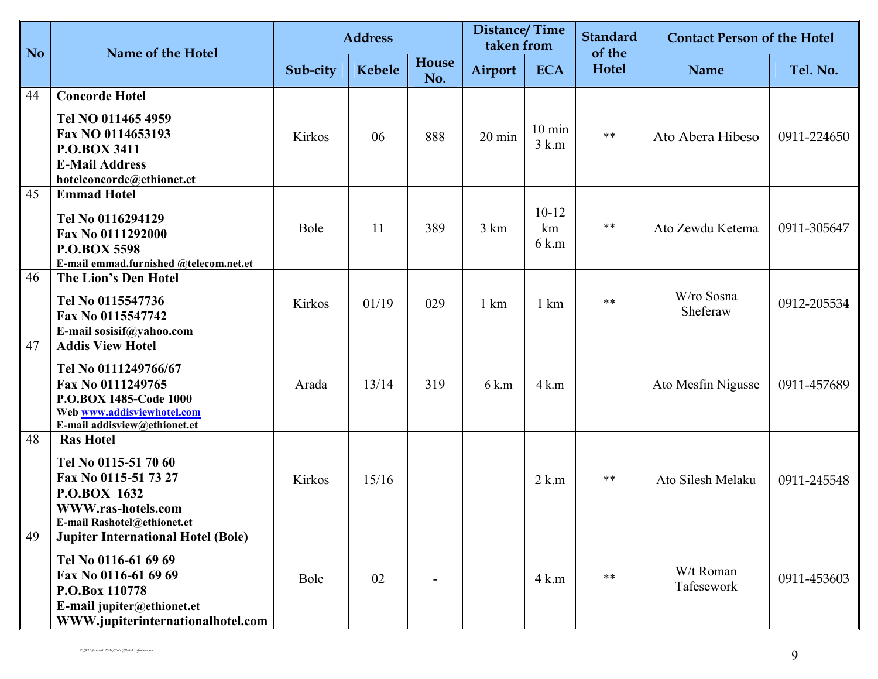| No | Name of the Hotel | Address | | | Distance/ Time taken from | | Standard of the Hotel | Contact Person of the Hotel | |
|---|---|---|---|---|---|---|---|---|---|
| | | Sub-city | Kebele | House No. | Airport | ECA | | Name | Tel. No. |
| 44 | **Concorde Hotel**<br>**Tel NO 011465 4959**<br>**Fax NO 0114653193**<br>**P.O.BOX 3411**<br>**E-Mail Address**<br>**hotelconcorde@ethionet.et** | Kirkos | 06 | 888 | 20 min | 10 min<br>3 k.m | ** | Ato Abera Hibeso | 0911-224650 |
| 45 | **Emmad Hotel**<br>**Tel No 0116294129**<br>**Fax No 0111292000**<br>**P.O.BOX 5598**<br>**E-mail emmad.furnished @telecom.net.et** | Bole | 11 | 389 | 3 km | 10-12 km<br>6 k.m | ** | Ato Zewdu Ketema | 0911-305647 |
| 46 | **The Lion's Den Hotel**<br>**Tel No 0115547736**<br>**Fax No 0115547742**<br>**E-mail sosisif@yahoo.com** | Kirkos | 01/19 | 029 | 1 km | 1 km | ** | W/ro Sosna Sheferaw | 0912-205534 |
| 47 | **Addis View Hotel**<br>**Tel No 0111249766/67**<br>**Fax No 0111249765**<br>**P.O.BOX 1485-Code 1000**<br>**Web www.addisviewhotel.com**<br>**E-mail addisview@ethionet.et** | Arada | 13/14 | 319 | 6 k.m | 4 k.m | | Ato Mesfin Nigusse | 0911-457689 |
| 48 | **Ras Hotel**<br>**Tel No 0115-51 70 60**<br>**Fax No 0115-51 73 27**<br>**P.O.BOX 1632**<br>**WWW.ras-hotels.com**<br>**E-mail Rashotel@ethionet.et** | Kirkos | 15/16 | | | 2 k.m | ** | Ato Silesh Melaku | 0911-245548 |
| 49 | **Jupiter International Hotel (Bole)**<br>**Tel No 0116-61 69 69**<br>**Fax No 0116-61 69 69**<br>**P.O.Box 110778**<br>**E-mail jupiter@ethionet.et**<br>**WWW.jupiterinternationalhotel.com** | Bole | 02 | - | | 4 k.m | ** | W/t Roman Tafesework | 0911-453603 |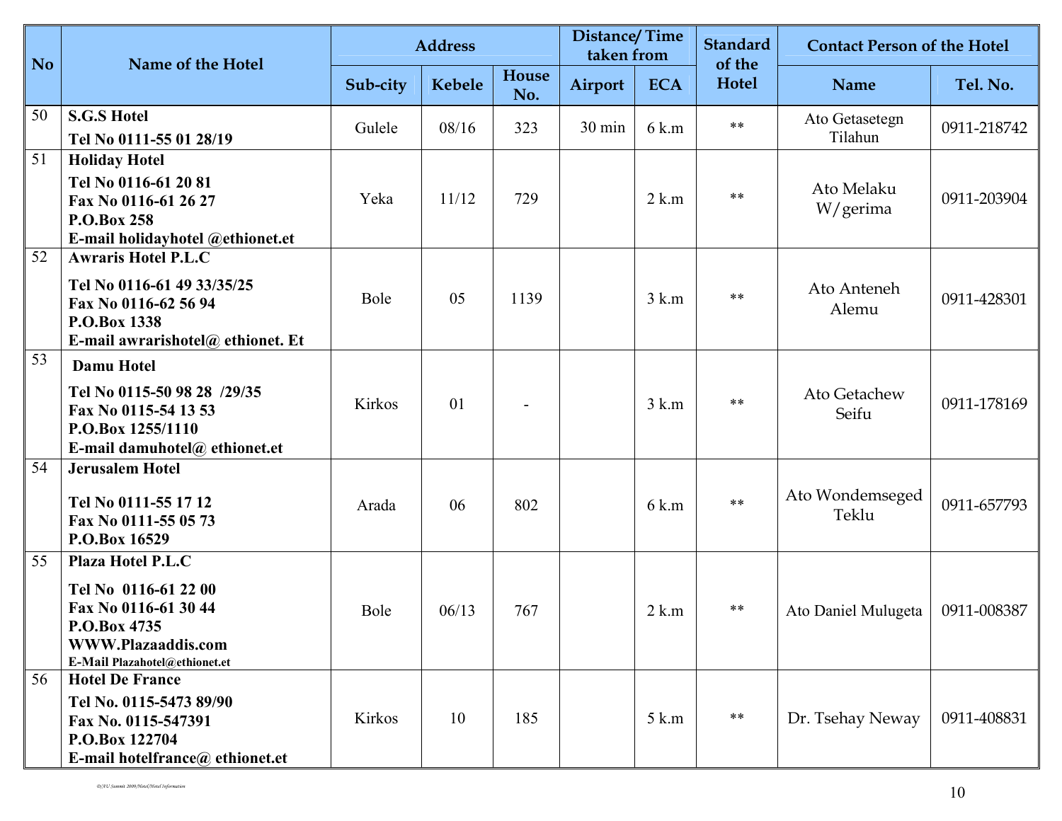| No | Name of the Hotel | Address | | | Distance/ Time taken from | | Standard of the Hotel | Contact Person of the Hotel | |
|---|---|---|---|---|---|---|---|---|---|
| | | Sub-city | Kebele | House No. | Airport | ECA | | Name | Tel. No. |
| 50 | **S.G.S Hotel**<br>**Tel No 0111-55 01 28/19** | Gulele | 08/16 | 323 | 30 min | 6 k.m | ** | Ato Getasetegn Tilahun | 0911-218742 |
| 51 | **Holiday Hotel**<br>**Tel No 0116-61 20 81**<br>**Fax No 0116-61 26 27**<br>**P.O.Box 258**<br>**E-mail holidayhotel @ethionet.et** | Yeka | 11/12 | 729 | | 2 k.m | ** | Ato Melaku W/gerima | 0911-203904 |
| 52 | **Awraris Hotel P.L.C**<br>**Tel No 0116-61 49 33/35/25**<br>**Fax No 0116-62 56 94**<br>**P.O.Box 1338**<br>**E-mail awrarishotel@ ethionet. Et** | Bole | 05 | 1139 | | 3 k.m | ** | Ato Anteneh Alemu | 0911-428301 |
| 53 | **Damu Hotel**<br>**Tel No 0115-50 98 28 /29/35**<br>**Fax No 0115-54 13 53**<br>**P.O.Box 1255/1110**<br>**E-mail damuhotel@ ethionet.et** | Kirkos | 01 | - | | 3 k.m | ** | Ato Getachew Seifu | 0911-178169 |
| 54 | **Jerusalem Hotel**<br>**Tel No 0111-55 17 12**<br>**Fax No 0111-55 05 73**<br>**P.O.Box 16529** | Arada | 06 | 802 | | 6 k.m | ** | Ato Wondemseged Teklu | 0911-657793 |
| 55 | **Plaza Hotel P.L.C**<br>**Tel No 0116-61 22 00**<br>**Fax No 0116-61 30 44**<br>**P.O.Box 4735**<br>**WWW.Plazaaddis.com**<br>**E-Mail Plazahotel@ethionet.et** | Bole | 06/13 | 767 | | 2 k.m | ** | Ato Daniel Mulugeta | 0911-008387 |
| 56 | **Hotel De France**<br>**Tel No. 0115-5473 89/90**<br>**Fax No. 0115-547391**<br>**P.O.Box 122704**<br>**E-mail hotelfrance@ ethionet.et** | Kirkos | 10 | 185 | | 5 k.m | ** | Dr. Tsehay Neway | 0911-408831 |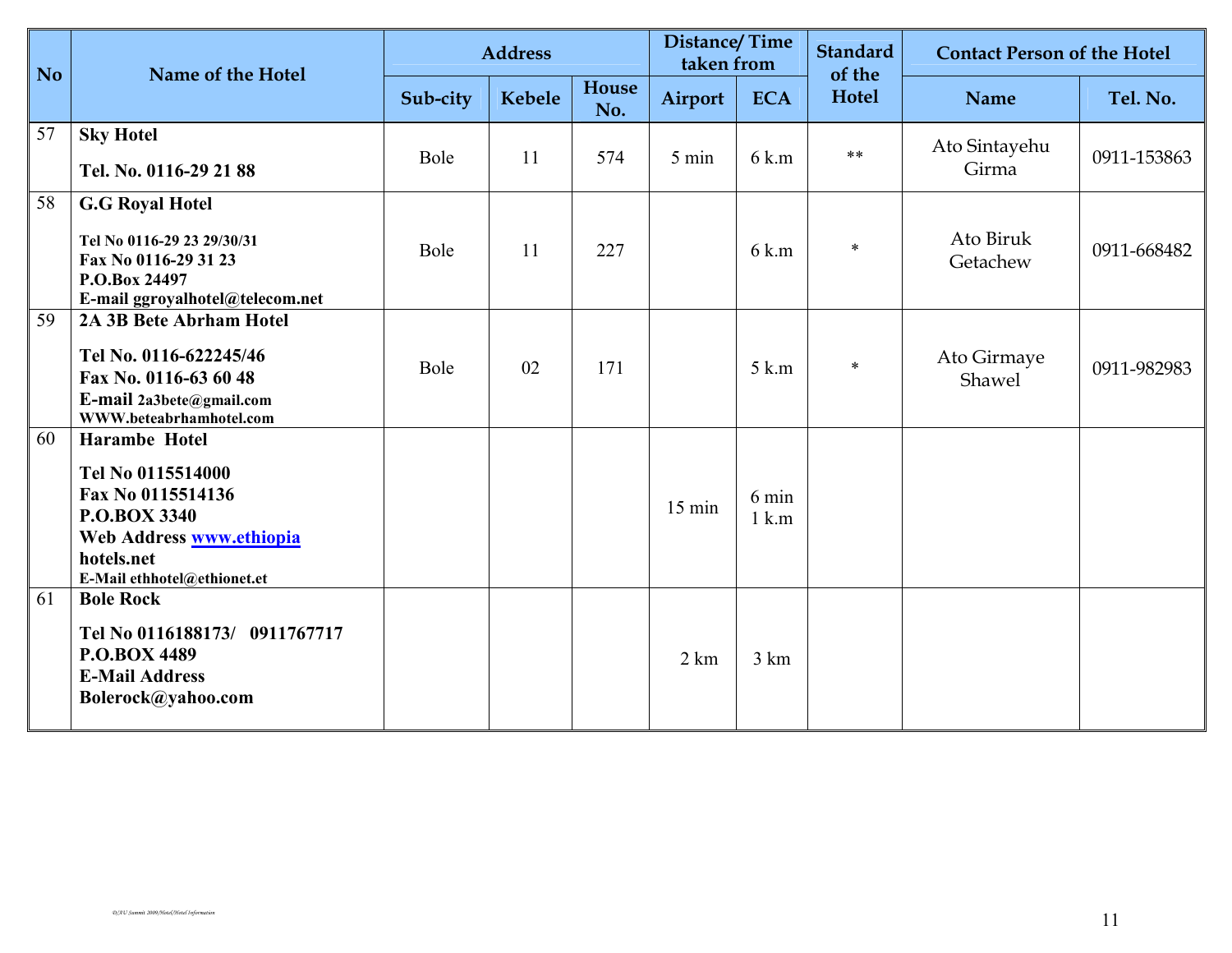| No | Name of the Hotel | Address | | | Distance/ Time taken from | | Standard of the Hotel | Contact Person of the Hotel | |
|---|---|---|---|---|---|---|---|---|---|
| | | Sub-city | Kebele | House No. | Airport | ECA | | Name | Tel. No. |
| 57 | **Sky Hotel**<br>**Tel. No. 0116-29 21 88** | Bole | 11 | 574 | 5 min | 6 k.m | ** | Ato Sintayehu Girma | 0911-153863 |
| 58 | **G.G Royal Hotel**<br>**Tel No 0116-29 23 29/30/31**<br>**Fax No 0116-29 31 23**<br>**P.O.Box 24497**<br>**E-mail ggroyalhotel@telecom.net** | Bole | 11 | 227 | | 6 k.m | * | Ato Biruk Getachew | 0911-668482 |
| 59 | **2A 3B Bete Abrham Hotel**<br>**Tel No. 0116-622245/46**<br>**Fax No. 0116-63 60 48**<br>**E-mail 2a3bete@gmail.com**<br>**WWW.beteabrhamhotel.com** | Bole | 02 | 171 | | 5 k.m | * | Ato Girmaye Shawel | 0911-982983 |
| 60 | **Harambe Hotel**<br>**Tel No 0115514000**<br>**Fax No 0115514136**<br>**P.O.BOX 3340**<br>**Web Address www.ethiopia hotels.net**<br>**E-Mail ethhotel@ethionet.et** | | | | 15 min | 6 min 1 k.m | | | |
| 61 | **Bole Rock**<br>**Tel No 0116188173/ 0911767717**<br>**P.O.BOX 4489**<br>**E-Mail Address Bolerock@yahoo.com** | | | | 2 km | 3 km | | | |